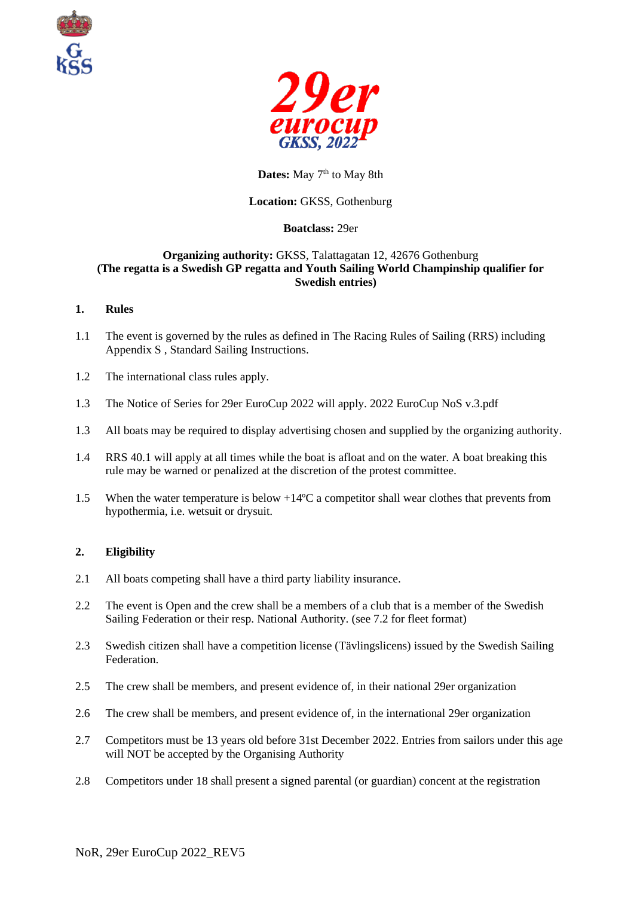# 29er eurocup GKSS, 2022

**Dates:** May 7th to May 8th

**Location:** GKSS, Gothenburg

**Boatclass:** 29er

**Organizing authority:** GKSS, Talattagatan 12, 42676 Gothenburg
**(The regatta is a Swedish GP regatta and Youth Sailing World Champingship qualifier for Swedish entries)**

## 1. Rules

1.1 The event is governed by the rules as defined in The Racing Rules of Sailing (RRS) including Appendix S , Standard Sailing Instructions.

1.2 The international class rules apply.

1.3 The Notice of Series for 29er EuroCup 2022 will apply. 2022 EuroCup NoS v.3.pdf

1.3 All boats may be required to display advertising chosen and supplied by the organizing authority.

1.4 RRS 40.1 will apply at all times while the boat is afloat and on the water. A boat breaking this rule may be warned or penalized at the discretion of the protest committee.

1.5 When the water temperature is below +14ºC a competitor shall wear clothes that prevents from hypothermia, i.e. wetsuit or drysuit.

## 2. Eligibility

2.1 All boats competing shall have a third party liability insurance.

2.2 The event is Open and the crew shall be a members of a club that is a member of the Swedish Sailing Federation or their resp. National Authority. (see 7.2 for fleet format)

2.3 Swedish citizen shall have a competition license (Tävlingslicens) issued by the Swedish Sailing Federation.

2.5 The crew shall be members, and present evidence of, in their national 29er organization

2.6 The crew shall be members, and present evidence of, in the international 29er organization

2.7 Competitors must be 13 years old before 31st December 2022. Entries from sailors under this age will NOT be accepted by the Organising Authority

2.8 Competitors under 18 shall present a signed parental (or guardian) concent at the registration

NoR, 29er EuroCup 2022_REV5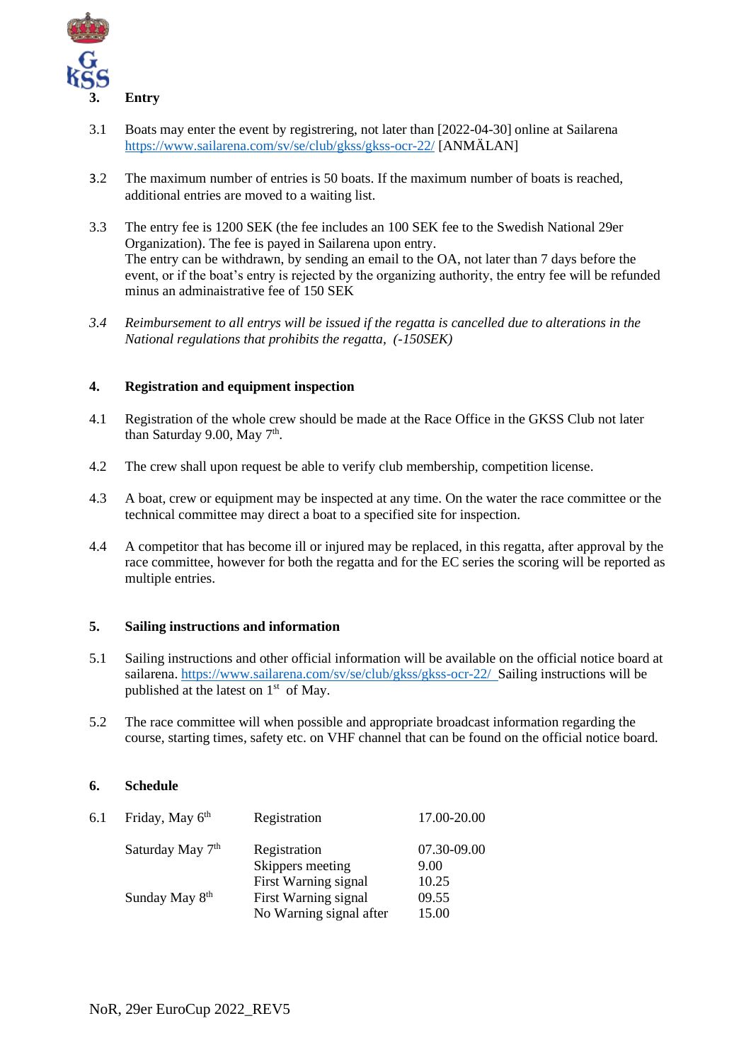## 3. Entry

3.1 Boats may enter the event by registrering, not later than [2022-04-30] online at Sailarena https://www.sailarena.com/sv/se/club/gkss/gkss-ocr-22/ [ANMÄLAN]

3.2 The maximum number of entries is 50 boats. If the maximum number of boats is reached, additional entries are moved to a waiting list.

3.3 The entry fee is 1200 SEK (the fee includes an 100 SEK fee to the Swedish National 29er Organization). The fee is payed in Sailarena upon entry.
The entry can be withdrawn, by sending an email to the OA, not later than 7 days before the event, or if the boat's entry is rejected by the organizing authority, the entry fee will be refunded minus an adminaistrative fee of 150 SEK

*3.4 Reimbursement to all entrys will be issued if the regatta is cancelled due to alterations in the National regulations that prohibits the regatta, (-150SEK)*

## 4. Registration and equipment inspection

4.1 Registration of the whole crew should be made at the Race Office in the GKSS Club not later than Saturday 9.00, May 7th.

4.2 The crew shall upon request be able to verify club membership, competition license.

4.3 A boat, crew or equipment may be inspected at any time. On the water the race committee or the technical committee may direct a boat to a specified site for inspection.

4.4 A competitor that has become ill or injured may be replaced, in this regatta, after approval by the race committee, however for both the regatta and for the EC series the scoring will be reported as multiple entries.

## 5. Sailing instructions and information

5.1 Sailing instructions and other official information will be available on the official notice board at sailarena. https://www.sailarena.com/sv/se/club/gkss/gkss-ocr-22/ Sailing instructions will be published at the latest on 1st of May.

5.2 The race committee will when possible and appropriate broadcast information regarding the course, starting times, safety etc. on VHF channel that can be found on the official notice board.

## 6. Schedule

6.1

| Day | Activity | Time |
|---|---|---|
| Friday, May 6th | Registration | 17.00-20.00 |
| Saturday May 7th | Registration | 07.30-09.00 |
| | Skippers meeting | 9.00 |
| | First Warning signal | 10.25 |
| Sunday May 8th | First Warning signal | 09.55 |
| | No Warning signal after | 15.00 |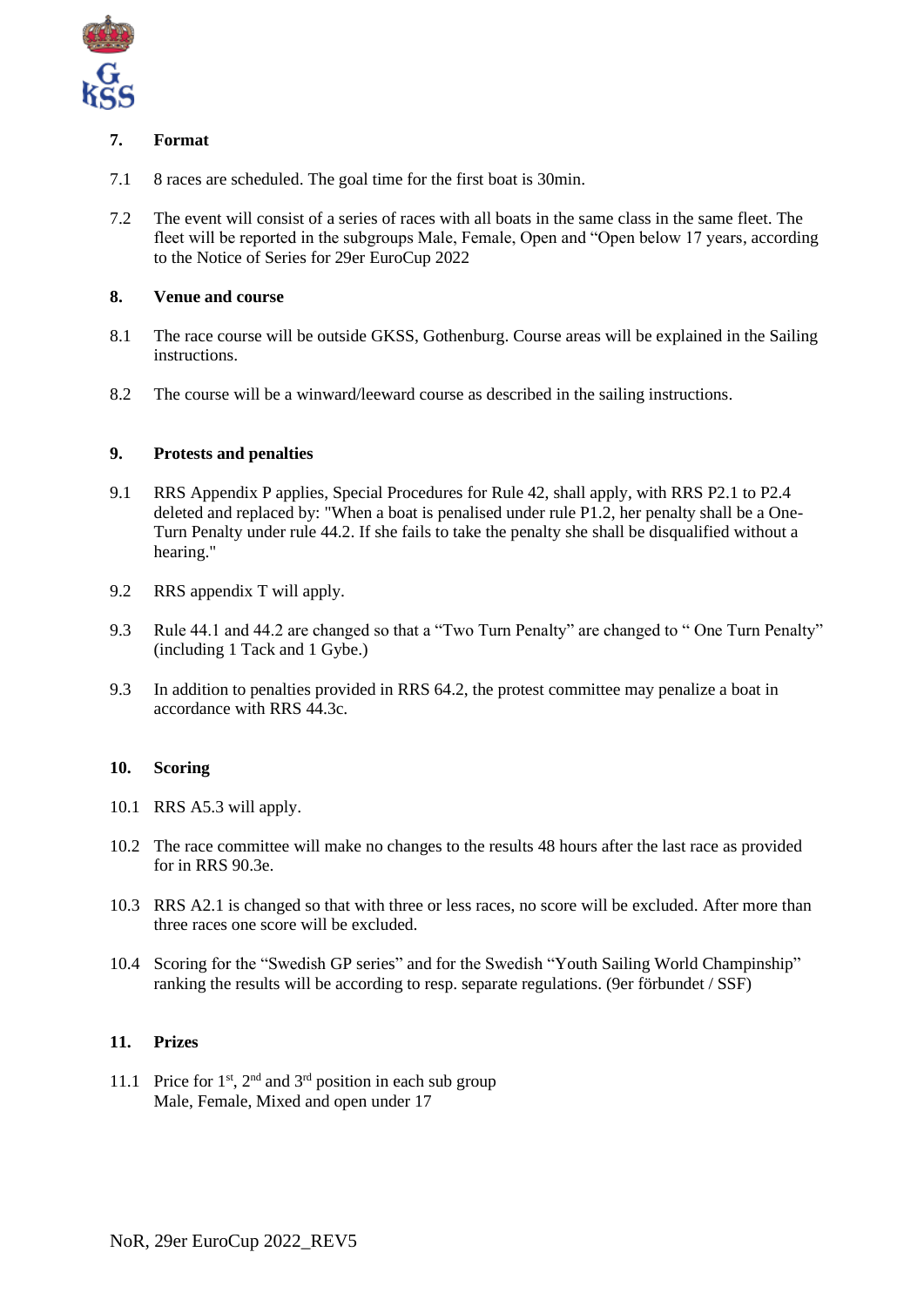## 7. Format

7.1 8 races are scheduled. The goal time for the first boat is 30min.

7.2 The event will consist of a series of races with all boats in the same class in the same fleet. The fleet will be reported in the subgroups Male, Female, Open and "Open below 17 years, according to the Notice of Series for 29er EuroCup 2022

## 8. Venue and course

8.1 The race course will be outside GKSS, Gothenburg. Course areas will be explained in the Sailing instructions.

8.2 The course will be a winward/leeward course as described in the sailing instructions.

## 9. Protests and penalties

9.1 RRS Appendix P applies, Special Procedures for Rule 42, shall apply, with RRS P2.1 to P2.4 deleted and replaced by: "When a boat is penalised under rule P1.2, her penalty shall be a One-Turn Penalty under rule 44.2. If she fails to take the penalty she shall be disqualified without a hearing."

9.2 RRS appendix T will apply.

9.3 Rule 44.1 and 44.2 are changed so that a "Two Turn Penalty" are changed to " One Turn Penalty" (including 1 Tack and 1 Gybe.)

9.3 In addition to penalties provided in RRS 64.2, the protest committee may penalize a boat in accordance with RRS 44.3c.

## 10. Scoring

10.1 RRS A5.3 will apply.

10.2 The race committee will make no changes to the results 48 hours after the last race as provided for in RRS 90.3e.

10.3 RRS A2.1 is changed so that with three or less races, no score will be excluded. After more than three races one score will be excluded.

10.4 Scoring for the "Swedish GP series" and for the Swedish "Youth Sailing World Champinship" ranking the results will be according to resp. separate regulations. (9er förbundet / SSF)

## 11. Prizes

11.1 Price for 1st, 2nd and 3rd position in each sub group
Male, Female, Mixed and open under 17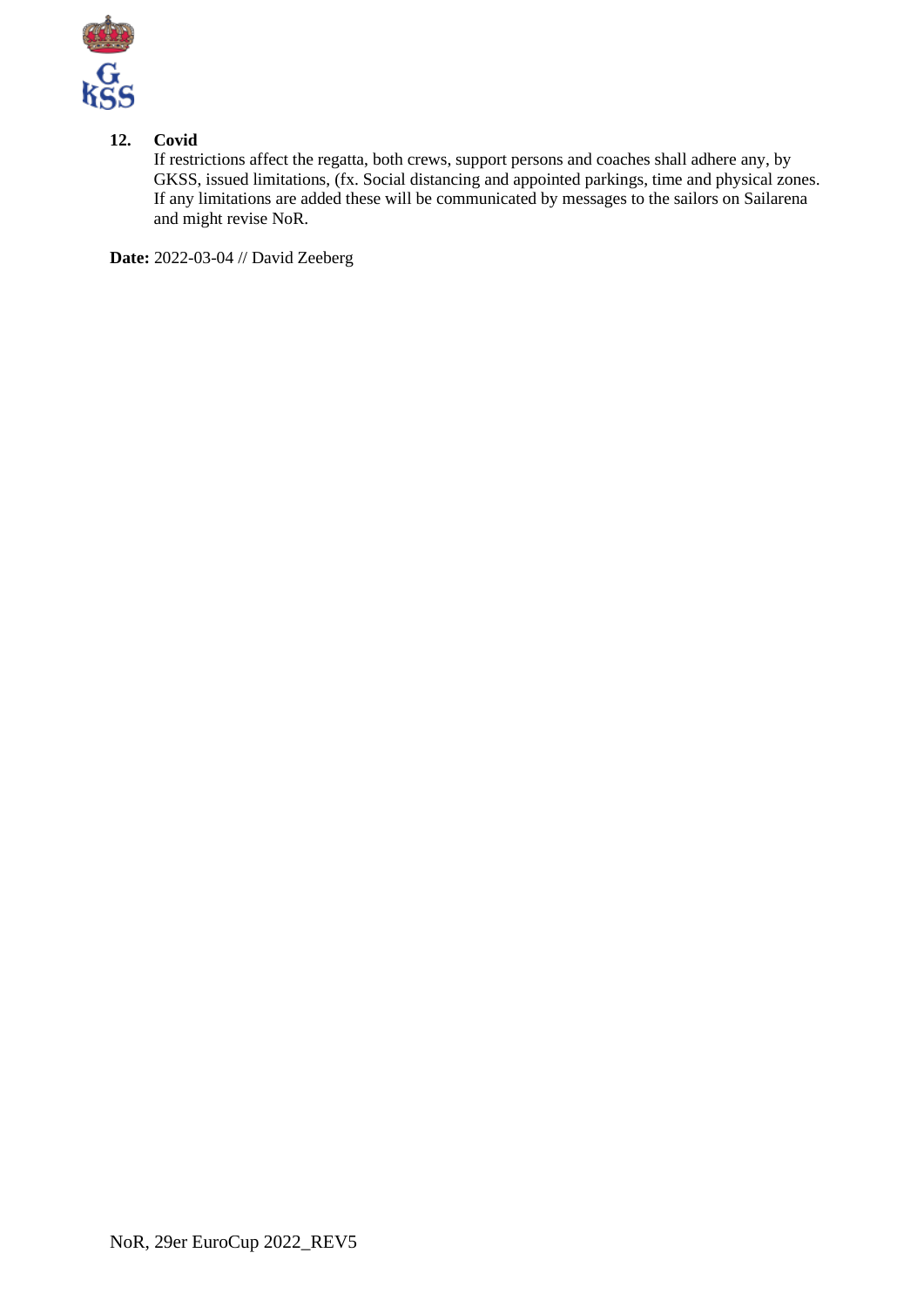## 12. Covid

If restrictions affect the regatta, both crews, support persons and coaches shall adhere any, by GKSS, issued limitations, (fx. Social distancing and appointed parkings, time and physical zones. If any limitations are added these will be communicated by messages to the sailors on Sailarena and might revise NoR.

**Date:** 2022-03-04 // David Zeeberg